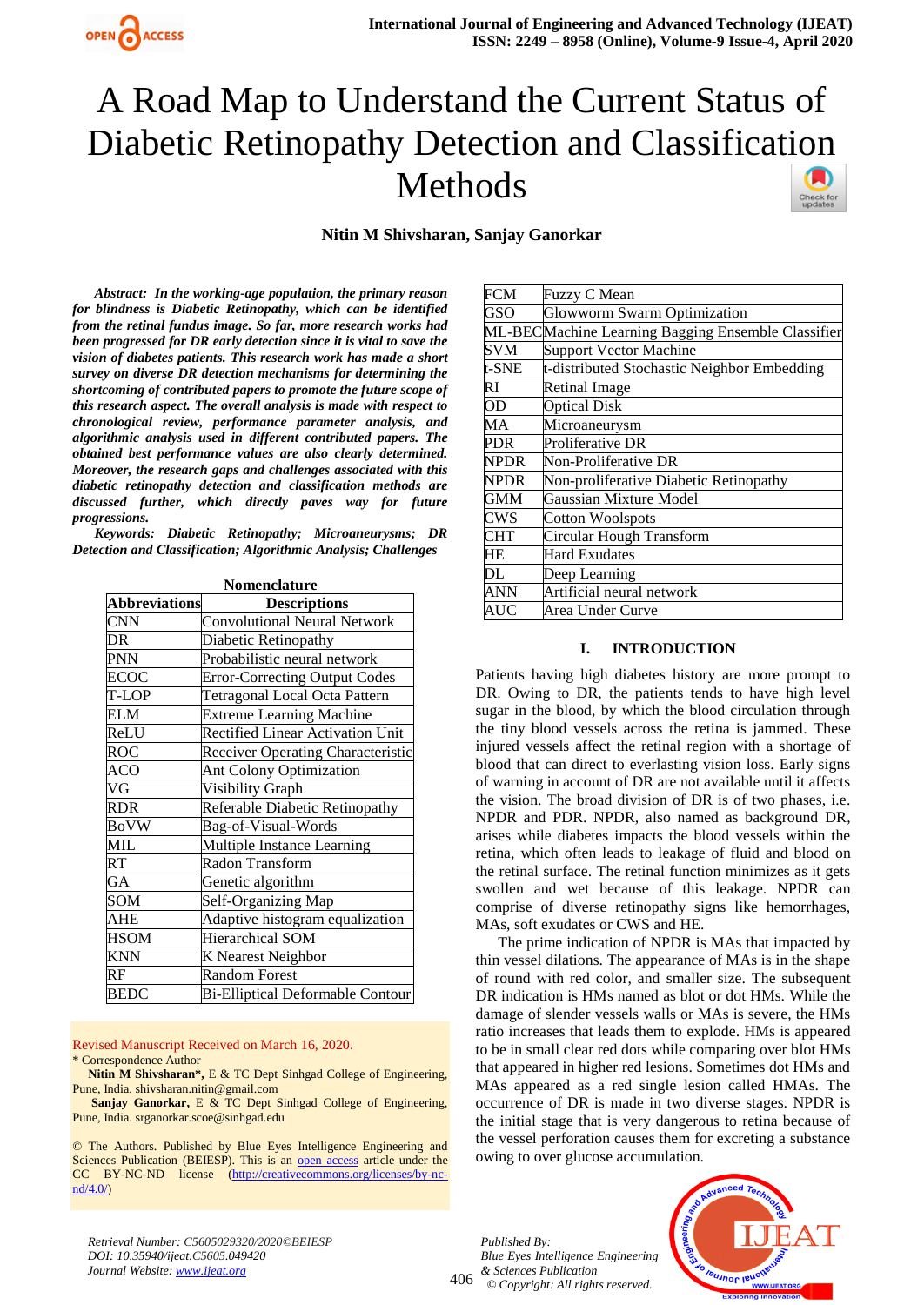# A Road Map to Understand the Current Status of Diabetic Retinopathy Detection and Classification Methods

**Nitin M Shivsharan, Sanjay Ganorkar**

***Abstract:** In the working-age population, the primary reason for blindness is Diabetic Retinopathy, which can be identified from the retinal fundus image. So far, more research works had been progressed for DR early detection since it is vital to save the vision of diabetes patients. This research work has made a short survey on diverse DR detection mechanisms for determining the shortcoming of contributed papers to promote the future scope of this research aspect. The overall analysis is made with respect to chronological review, performance parameter analysis, and algorithmic analysis used in different contributed papers. The obtained best performance values are also clearly determined. Moreover, the research gaps and challenges associated with this diabetic retinopathy detection and classification methods are discussed further, which directly paves way for future progressions.*

***Keywords:** Diabetic Retinopathy; Microaneurysms; DR Detection and Classification; Algorithmic Analysis; Challenges*

**Nomenclature**

| Abbreviations | Descriptions |
|---|---|
| CNN | Convolutional Neural Network |
| DR | Diabetic Retinopathy |
| PNN | Probabilistic neural network |
| ECOC | Error-Correcting Output Codes |
| T-LOP | Tetragonal Local Octa Pattern |
| ELM | Extreme Learning Machine |
| ReLU | Rectified Linear Activation Unit |
| ROC | Receiver Operating Characteristic |
| ACO | Ant Colony Optimization |
| VG | Visibility Graph |
| RDR | Referable Diabetic Retinopathy |
| BoVW | Bag-of-Visual-Words |
| MIL | Multiple Instance Learning |
| RT | Radon Transform |
| GA | Genetic algorithm |
| SOM | Self-Organizing Map |
| AHE | Adaptive histogram equalization |
| HSOM | Hierarchical SOM |
| KNN | K Nearest Neighbor |
| RF | Random Forest |
| BEDC | Bi-Elliptical Deformable Contour |
| FCM | Fuzzy C Mean |
| GSO | Glowworm Swarm Optimization |
| ML-BEC | Machine Learning Bagging Ensemble Classifier |
| SVM | Support Vector Machine |
| t-SNE | t-distributed Stochastic Neighbor Embedding |
| RI | Retinal Image |
| OD | Optical Disk |
| MA | Microaneurysm |
| PDR | Proliferative DR |
| NPDR | Non-Proliferative DR |
| NPDR | Non-proliferative Diabetic Retinopathy |
| GMM | Gaussian Mixture Model |
| CWS | Cotton Woolspots |
| CHT | Circular Hough Transform |
| HE | Hard Exudates |
| DL | Deep Learning |
| ANN | Artificial neural network |
| AUC | Area Under Curve |

Revised Manuscript Received on March 16, 2020.

\* Correspondence Author

**Nitin M Shivsharan\***, E & TC Dept Sinhgad College of Engineering, Pune, India. shivsharan.nitin@gmail.com

**Sanjay Ganorkar,** E & TC Dept Sinhgad College of Engineering, Pune, India. srganorkar.scoe@sinhgad.edu

© The Authors. Published by Blue Eyes Intelligence Engineering and Sciences Publication (BEIESP). This is an open access article under the CC BY-NC-ND license (http://creativecommons.org/licenses/by-nc-nd/4.0/)

## I. INTRODUCTION

Patients having high diabetes history are more prompt to DR. Owing to DR, the patients tends to have high level sugar in the blood, by which the blood circulation through the tiny blood vessels across the retina is jammed. These injured vessels affect the retinal region with a shortage of blood that can direct to everlasting vision loss. Early signs of warning in account of DR are not available until it affects the vision. The broad division of DR is of two phases, i.e. NPDR and PDR. NPDR, also named as background DR, arises while diabetes impacts the blood vessels within the retina, which often leads to leakage of fluid and blood on the retinal surface. The retinal function minimizes as it gets swollen and wet because of this leakage. NPDR can comprise of diverse retinopathy signs like hemorrhages, MAs, soft exudates or CWS and HE.

The prime indication of NPDR is MAs that impacted by thin vessel dilations. The appearance of MAs is in the shape of round with red color, and smaller size. The subsequent DR indication is HMs named as blot or dot HMs. While the damage of slender vessels walls or MAs is severe, the HMs ratio increases that leads them to explode. HMs is appeared to be in small clear red dots while comparing over blot HMs that appeared in higher red lesions. Sometimes dot HMs and MAs appeared as a red single lesion called HMAs. The occurrence of DR is made in two diverse stages. NPDR is the initial stage that is very dangerous to retina because of the vessel perforation causes them for excreting a substance owing to over glucose accumulation.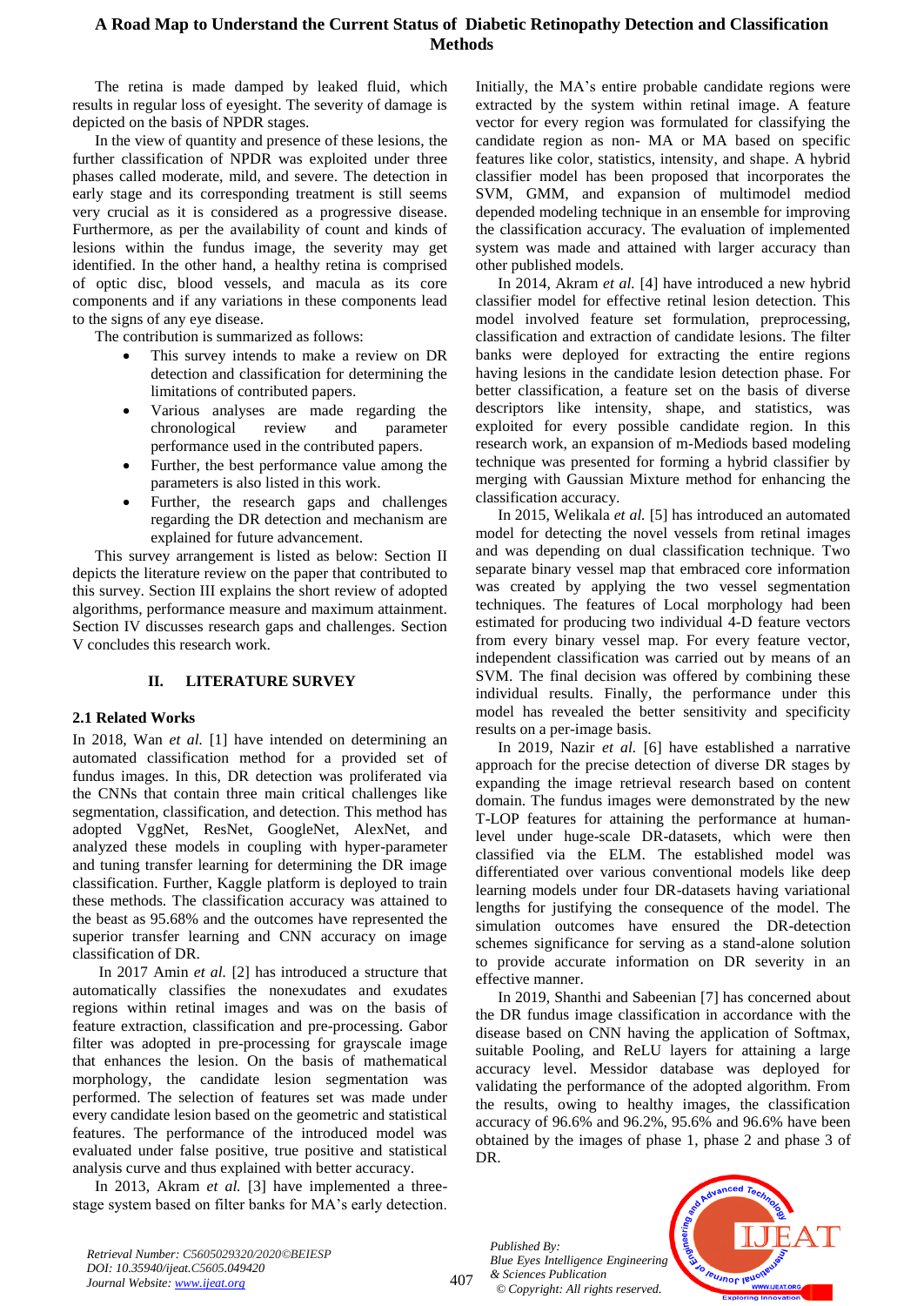The retina is made damped by leaked fluid, which results in regular loss of eyesight. The severity of damage is depicted on the basis of NPDR stages.

In the view of quantity and presence of these lesions, the further classification of NPDR was exploited under three phases called moderate, mild, and severe. The detection in early stage and its corresponding treatment is still seems very crucial as it is considered as a progressive disease. Furthermore, as per the availability of count and kinds of lesions within the fundus image, the severity may get identified. In the other hand, a healthy retina is comprised of optic disc, blood vessels, and macula as its core components and if any variations in these components lead to the signs of any eye disease.

The contribution is summarized as follows:

- This survey intends to make a review on DR detection and classification for determining the limitations of contributed papers.
- Various analyses are made regarding the chronological review and parameter performance used in the contributed papers.
- Further, the best performance value among the parameters is also listed in this work.
- Further, the research gaps and challenges regarding the DR detection and mechanism are explained for future advancement.

This survey arrangement is listed as below: Section II depicts the literature review on the paper that contributed to this survey. Section III explains the short review of adopted algorithms, performance measure and maximum attainment. Section IV discusses research gaps and challenges. Section V concludes this research work.

## II. LITERATURE SURVEY

### 2.1 Related Works

In 2018, Wan *et al.* [1] have intended on determining an automated classification method for a provided set of fundus images. In this, DR detection was proliferated via the CNNs that contain three main critical challenges like segmentation, classification, and detection. This method has adopted VggNet, ResNet, GoogleNet, AlexNet, and analyzed these models in coupling with hyper-parameter and tuning transfer learning for determining the DR image classification. Further, Kaggle platform is deployed to train these methods. The classification accuracy was attained to the beast as 95.68% and the outcomes have represented the superior transfer learning and CNN accuracy on image classification of DR.

In 2017 Amin *et al.* [2] has introduced a structure that automatically classifies the nonexudates and exudates regions within retinal images and was on the basis of feature extraction, classification and pre-processing. Gabor filter was adopted in pre-processing for grayscale image that enhances the lesion. On the basis of mathematical morphology, the candidate lesion segmentation was performed. The selection of features set was made under every candidate lesion based on the geometric and statistical features. The performance of the introduced model was evaluated under false positive, true positive and statistical analysis curve and thus explained with better accuracy.

In 2013, Akram *et al.* [3] have implemented a three-stage system based on filter banks for MA's early detection. Initially, the MA's entire probable candidate regions were extracted by the system within retinal image. A feature vector for every region was formulated for classifying the candidate region as non- MA or MA based on specific features like color, statistics, intensity, and shape. A hybrid classifier model has been proposed that incorporates the SVM, GMM, and expansion of multimodel mediod depended modeling technique in an ensemble for improving the classification accuracy. The evaluation of implemented system was made and attained with larger accuracy than other published models.

In 2014, Akram *et al.* [4] have introduced a new hybrid classifier model for effective retinal lesion detection. This model involved feature set formulation, preprocessing, classification and extraction of candidate lesions. The filter banks were deployed for extracting the entire regions having lesions in the candidate lesion detection phase. For better classification, a feature set on the basis of diverse descriptors like intensity, shape, and statistics, was exploited for every possible candidate region. In this research work, an expansion of m-Mediods based modeling technique was presented for forming a hybrid classifier by merging with Gaussian Mixture method for enhancing the classification accuracy.

In 2015, Welikala *et al.* [5] has introduced an automated model for detecting the novel vessels from retinal images and was depending on dual classification technique. Two separate binary vessel map that embraced core information was created by applying the two vessel segmentation techniques. The features of Local morphology had been estimated for producing two individual 4-D feature vectors from every binary vessel map. For every feature vector, independent classification was carried out by means of an SVM. The final decision was offered by combining these individual results. Finally, the performance under this model has revealed the better sensitivity and specificity results on a per-image basis.

In 2019, Nazir *et al.* [6] have established a narrative approach for the precise detection of diverse DR stages by expanding the image retrieval research based on content domain. The fundus images were demonstrated by the new T-LOP features for attaining the performance at human-level under huge-scale DR-datasets, which were then classified via the ELM. The established model was differentiated over various conventional models like deep learning models under four DR-datasets having variational lengths for justifying the consequence of the model. The simulation outcomes have ensured the DR-detection schemes significance for serving as a stand-alone solution to provide accurate information on DR severity in an effective manner.

In 2019, Shanthi and Sabeenian [7] has concerned about the DR fundus image classification in accordance with the disease based on CNN having the application of Softmax, suitable Pooling, and ReLU layers for attaining a large accuracy level. Messidor database was deployed for validating the performance of the adopted algorithm. From the results, owing to healthy images, the classification accuracy of 96.6% and 96.2%, 95.6% and 96.6% have been obtained by the images of phase 1, phase 2 and phase 3 of DR.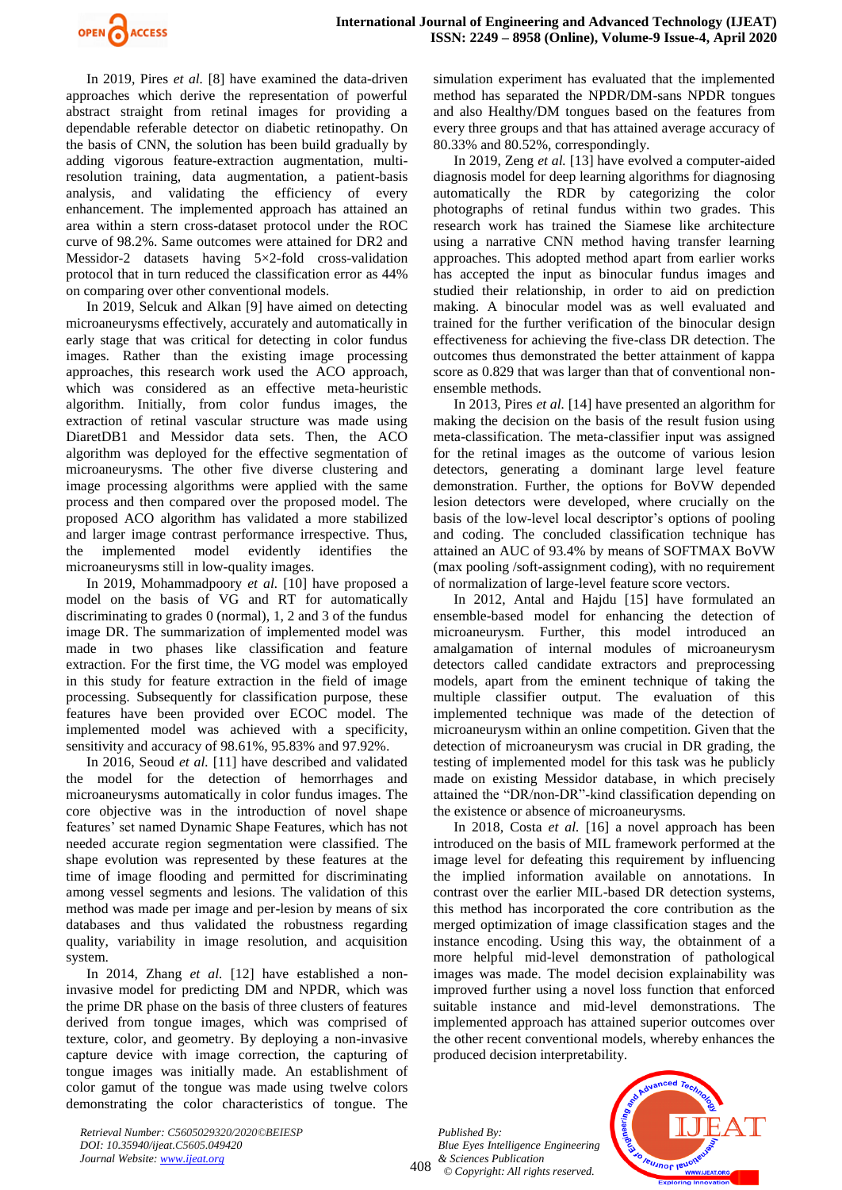In 2019, Pires *et al.* [8] have examined the data-driven approaches which derive the representation of powerful abstract straight from retinal images for providing a dependable referable detector on diabetic retinopathy. On the basis of CNN, the solution has been build gradually by adding vigorous feature-extraction augmentation, multi-resolution training, data augmentation, a patient-basis analysis, and validating the efficiency of every enhancement. The implemented approach has attained an area within a stern cross-dataset protocol under the ROC curve of 98.2%. Same outcomes were attained for DR2 and Messidor-2 datasets having 5×2-fold cross-validation protocol that in turn reduced the classification error as 44% on comparing over other conventional models.

In 2019, Selcuk and Alkan [9] have aimed on detecting microaneurysms effectively, accurately and automatically in early stage that was critical for detecting in color fundus images. Rather than the existing image processing approaches, this research work used the ACO approach, which was considered as an effective meta-heuristic algorithm. Initially, from color fundus images, the extraction of retinal vascular structure was made using DiaretDB1 and Messidor data sets. Then, the ACO algorithm was deployed for the effective segmentation of microaneurysms. The other five diverse clustering and image processing algorithms were applied with the same process and then compared over the proposed model. The proposed ACO algorithm has validated a more stabilized and larger image contrast performance irrespective. Thus, the implemented model evidently identifies the microaneurysms still in low-quality images.

In 2019, Mohammadpoory *et al.* [10] have proposed a model on the basis of VG and RT for automatically discriminating to grades 0 (normal), 1, 2 and 3 of the fundus image DR. The summarization of implemented model was made in two phases like classification and feature extraction. For the first time, the VG model was employed in this study for feature extraction in the field of image processing. Subsequently for classification purpose, these features have been provided over ECOC model. The implemented model was achieved with a specificity, sensitivity and accuracy of 98.61%, 95.83% and 97.92%.

In 2016, Seoud *et al.* [11] have described and validated the model for the detection of hemorrhages and microaneurysms automatically in color fundus images. The core objective was in the introduction of novel shape features' set named Dynamic Shape Features, which has not needed accurate region segmentation were classified. The shape evolution was represented by these features at the time of image flooding and permitted for discriminating among vessel segments and lesions. The validation of this method was made per image and per-lesion by means of six databases and thus validated the robustness regarding quality, variability in image resolution, and acquisition system.

In 2014, Zhang *et al.* [12] have established a non-invasive model for predicting DM and NPDR, which was the prime DR phase on the basis of three clusters of features derived from tongue images, which was comprised of texture, color, and geometry. By deploying a non-invasive capture device with image correction, the capturing of tongue images was initially made. An establishment of color gamut of the tongue was made using twelve colors demonstrating the color characteristics of tongue. The simulation experiment has evaluated that the implemented method has separated the NPDR/DM-sans NPDR tongues and also Healthy/DM tongues based on the features from every three groups and that has attained average accuracy of 80.33% and 80.52%, correspondingly.

In 2019, Zeng *et al.* [13] have evolved a computer-aided diagnosis model for deep learning algorithms for diagnosing automatically the RDR by categorizing the color photographs of retinal fundus within two grades. This research work has trained the Siamese like architecture using a narrative CNN method having transfer learning approaches. This adopted method apart from earlier works has accepted the input as binocular fundus images and studied their relationship, in order to aid on prediction making. A binocular model was as well evaluated and trained for the further verification of the binocular design effectiveness for achieving the five-class DR detection. The outcomes thus demonstrated the better attainment of kappa score as 0.829 that was larger than that of conventional non-ensemble methods.

In 2013, Pires *et al.* [14] have presented an algorithm for making the decision on the basis of the result fusion using meta-classification. The meta-classifier input was assigned for the retinal images as the outcome of various lesion detectors, generating a dominant large level feature demonstration. Further, the options for BoVW depended lesion detectors were developed, where crucially on the basis of the low-level local descriptor's options of pooling and coding. The concluded classification technique has attained an AUC of 93.4% by means of SOFTMAX BoVW (max pooling /soft-assignment coding), with no requirement of normalization of large-level feature score vectors.

In 2012, Antal and Hajdu [15] have formulated an ensemble-based model for enhancing the detection of microaneurysm. Further, this model introduced an amalgamation of internal modules of microaneurysm detectors called candidate extractors and preprocessing models, apart from the eminent technique of taking the multiple classifier output. The evaluation of this implemented technique was made of the detection of microaneurysm within an online competition. Given that the detection of microaneurysm was crucial in DR grading, the testing of implemented model for this task was he publicly made on existing Messidor database, in which precisely attained the "DR/non-DR"-kind classification depending on the existence or absence of microaneurysms.

In 2018, Costa *et al.* [16] a novel approach has been introduced on the basis of MIL framework performed at the image level for defeating this requirement by influencing the implied information available on annotations. In contrast over the earlier MIL-based DR detection systems, this method has incorporated the core contribution as the merged optimization of image classification stages and the instance encoding. Using this way, the obtainment of a more helpful mid-level demonstration of pathological images was made. The model decision explainability was improved further using a novel loss function that enforced suitable instance and mid-level demonstrations. The implemented approach has attained superior outcomes over the other recent conventional models, whereby enhances the produced decision interpretability.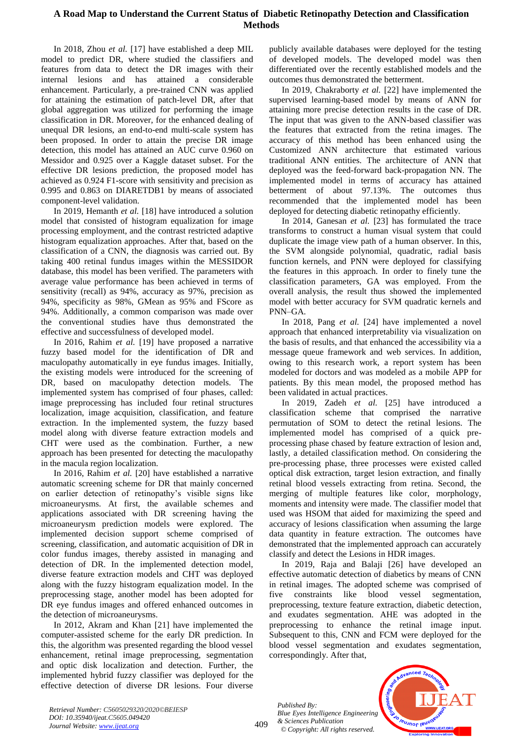In 2018, Zhou *et al.* [17] have established a deep MIL model to predict DR, where studied the classifiers and features from data to detect the DR images with their internal lesions and has attained a considerable enhancement. Particularly, a pre-trained CNN was applied for attaining the estimation of patch-level DR, after that global aggregation was utilized for performing the image classification in DR. Moreover, for the enhanced dealing of unequal DR lesions, an end-to-end multi-scale system has been proposed. In order to attain the precise DR image detection, this model has attained an AUC curve 0.960 on Messidor and 0.925 over a Kaggle dataset subset. For the effective DR lesions prediction, the proposed model has achieved as 0.924 F1-score with sensitivity and precision as 0.995 and 0.863 on DIARETDB1 by means of associated component-level validation.

In 2019, Hemanth *et al.* [18] have introduced a solution model that consisted of histogram equalization for image processing employment, and the contrast restricted adaptive histogram equalization approaches. After that, based on the classification of a CNN, the diagnosis was carried out. By taking 400 retinal fundus images within the MESSIDOR database, this model has been verified. The parameters with average value performance has been achieved in terms of sensitivity (recall) as 94%, accuracy as 97%, precision as 94%, specificity as 98%, GMean as 95% and FScore as 94%. Additionally, a common comparison was made over the conventional studies have thus demonstrated the effective and successfulness of developed model.

In 2016, Rahim *et al.* [19] have proposed a narrative fuzzy based model for the identification of DR and maculopathy automatically in eye fundus images. Initially, the existing models were introduced for the screening of DR, based on maculopathy detection models. The implemented system has comprised of four phases, called: image preprocessing has included four retinal structures localization, image acquisition, classification, and feature extraction. In the implemented system, the fuzzy based model along with diverse feature extraction models and CHT were used as the combination. Further, a new approach has been presented for detecting the maculopathy in the macula region localization.

In 2016, Rahim *et al.* [20] have established a narrative automatic screening scheme for DR that mainly concerned on earlier detection of retinopathy's visible signs like microaneurysms. At first, the available schemes and applications associated with DR screening having the microaneurysm prediction models were explored. The implemented decision support scheme comprised of screening, classification, and automatic acquisition of DR in color fundus images, thereby assisted in managing and detection of DR. In the implemented detection model, diverse feature extraction models and CHT was deployed along with the fuzzy histogram equalization model. In the preprocessing stage, another model has been adopted for DR eye fundus images and offered enhanced outcomes in the detection of microaneurysms.

In 2012, Akram and Khan [21] have implemented the computer-assisted scheme for the early DR prediction. In this, the algorithm was presented regarding the blood vessel enhancement, retinal image preprocessing, segmentation and optic disk localization and detection. Further, the implemented hybrid fuzzy classifier was deployed for the effective detection of diverse DR lesions. Four diverse publicly available databases were deployed for the testing of developed models. The developed model was then differentiated over the recently established models and the outcomes thus demonstrated the betterment.

In 2019, Chakraborty *et al.* [22] have implemented the supervised learning-based model by means of ANN for attaining more precise detection results in the case of DR. The input that was given to the ANN-based classifier was the features that extracted from the retina images. The accuracy of this method has been enhanced using the Customized ANN architecture that estimated various traditional ANN entities. The architecture of ANN that deployed was the feed-forward back-propagation NN. The implemented model in terms of accuracy has attained betterment of about 97.13%. The outcomes thus recommended that the implemented model has been deployed for detecting diabetic retinopathy efficiently.

In 2014, Ganesan *et al.* [23] has formulated the trace transforms to construct a human visual system that could duplicate the image view path of a human observer. In this, the SVM alongside polynomial, quadratic, radial basis function kernels, and PNN were deployed for classifying the features in this approach. In order to finely tune the classification parameters, GA was employed. From the overall analysis, the result thus showed the implemented model with better accuracy for SVM quadratic kernels and PNN–GA.

In 2018, Pang *et al.* [24] have implemented a novel approach that enhanced interpretability via visualization on the basis of results, and that enhanced the accessibility via a message queue framework and web services. In addition, owing to this research work, a report system has been modeled for doctors and was modeled as a mobile APP for patients. By this mean model, the proposed method has been validated in actual practices.

In 2019, Zadeh *et al.* [25] have introduced a classification scheme that comprised the narrative permutation of SOM to detect the retinal lesions. The implemented model has comprised of a quick pre-processing phase chased by feature extraction of lesion and, lastly, a detailed classification method. On considering the pre-processing phase, three processes were existed called optical disk extraction, target lesion extraction, and finally retinal blood vessels extracting from retina. Second, the merging of multiple features like color, morphology, moments and intensity were made. The classifier model that used was HSOM that aided for maximizing the speed and accuracy of lesions classification when assuming the large data quantity in feature extraction. The outcomes have demonstrated that the implemented approach can accurately classify and detect the Lesions in HDR images.

In 2019, Raja and Balaji [26] have developed an effective automatic detection of diabetics by means of CNN in retinal images. The adopted scheme was comprised of five constraints like blood vessel segmentation, preprocessing, texture feature extraction, diabetic detection, and exudates segmentation. AHE was adopted in the preprocessing to enhance the retinal image input. Subsequent to this, CNN and FCM were deployed for the blood vessel segmentation and exudates segmentation, correspondingly. After that,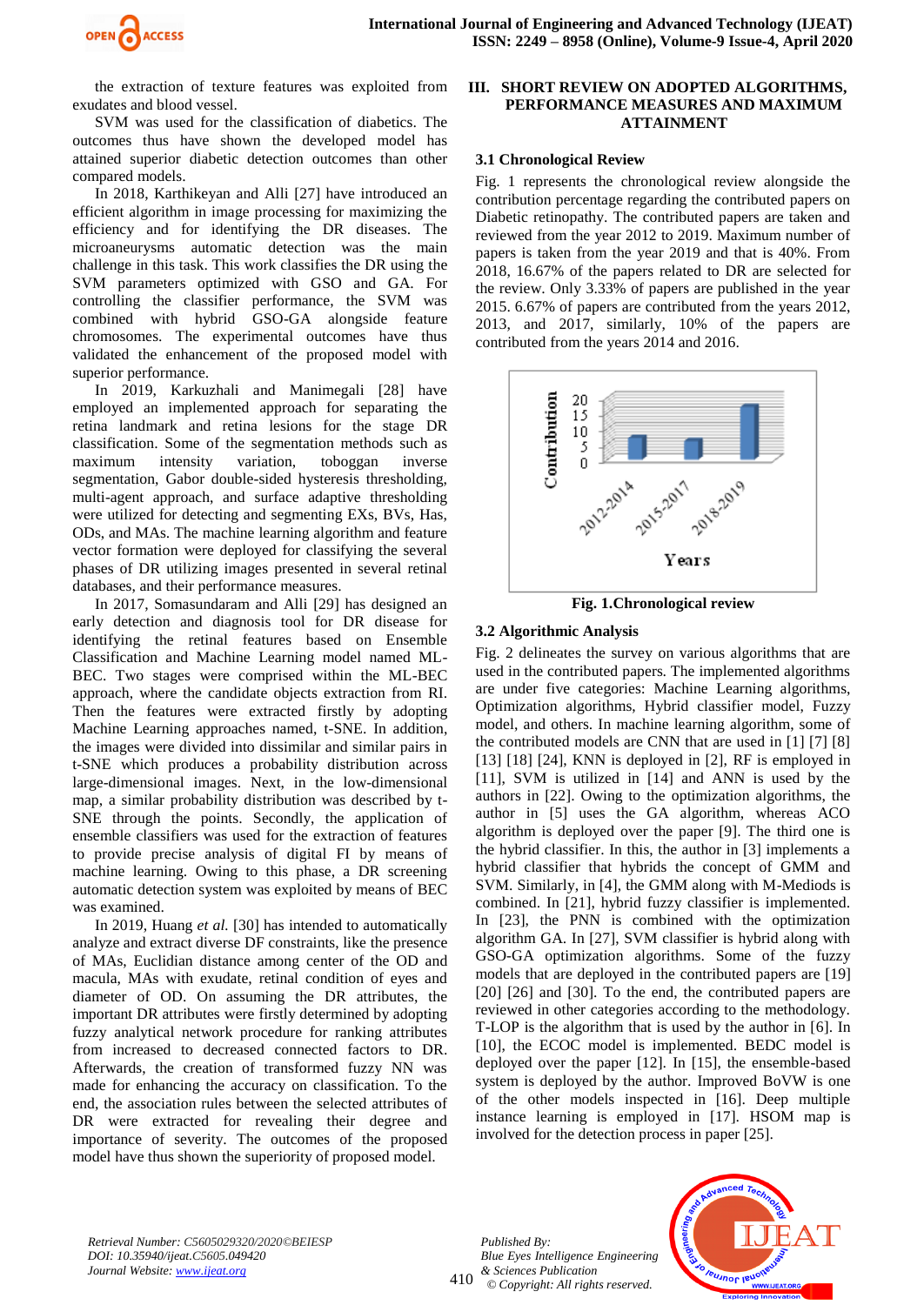the extraction of texture features was exploited from exudates and blood vessel.

SVM was used for the classification of diabetics. The outcomes thus have shown the developed model has attained superior diabetic detection outcomes than other compared models.

In 2018, Karthikeyan and Alli [27] have introduced an efficient algorithm in image processing for maximizing the efficiency and for identifying the DR diseases. The microaneurysms automatic detection was the main challenge in this task. This work classifies the DR using the SVM parameters optimized with GSO and GA. For controlling the classifier performance, the SVM was combined with hybrid GSO-GA alongside feature chromosomes. The experimental outcomes have thus validated the enhancement of the proposed model with superior performance.

In 2019, Karkuzhali and Manimegali [28] have employed an implemented approach for separating the retina landmark and retina lesions for the stage DR classification. Some of the segmentation methods such as maximum intensity variation, toboggan inverse segmentation, Gabor double-sided hysteresis thresholding, multi-agent approach, and surface adaptive thresholding were utilized for detecting and segmenting EXs, BVs, Has, ODs, and MAs. The machine learning algorithm and feature vector formation were deployed for classifying the several phases of DR utilizing images presented in several retinal databases, and their performance measures.

In 2017, Somasundaram and Alli [29] has designed an early detection and diagnosis tool for DR disease for identifying the retinal features based on Ensemble Classification and Machine Learning model named ML-BEC. Two stages were comprised within the ML-BEC approach, where the candidate objects extraction from RI. Then the features were extracted firstly by adopting Machine Learning approaches named, t-SNE. In addition, the images were divided into dissimilar and similar pairs in t-SNE which produces a probability distribution across large-dimensional images. Next, in the low-dimensional map, a similar probability distribution was described by t-SNE through the points. Secondly, the application of ensemble classifiers was used for the extraction of features to provide precise analysis of digital FI by means of machine learning. Owing to this phase, a DR screening automatic detection system was exploited by means of BEC was examined.

In 2019, Huang *et al.* [30] has intended to automatically analyze and extract diverse DF constraints, like the presence of MAs, Euclidian distance among center of the OD and macula, MAs with exudate, retinal condition of eyes and diameter of OD. On assuming the DR attributes, the important DR attributes were firstly determined by adopting fuzzy analytical network procedure for ranking attributes from increased to decreased connected factors to DR. Afterwards, the creation of transformed fuzzy NN was made for enhancing the accuracy on classification. To the end, the association rules between the selected attributes of DR were extracted for revealing their degree and importance of severity. The outcomes of the proposed model have thus shown the superiority of proposed model.

## III. SHORT REVIEW ON ADOPTED ALGORITHMS, PERFORMANCE MEASURES AND MAXIMUM ATTAINMENT

### 3.1 Chronological Review

Fig. 1 represents the chronological review alongside the contribution percentage regarding the contributed papers on Diabetic retinopathy. The contributed papers are taken and reviewed from the year 2012 to 2019. Maximum number of papers is taken from the year 2019 and that is 40%. From 2018, 16.67% of the papers related to DR are selected for the review. Only 3.33% of papers are published in the year 2015. 6.67% of papers are contributed from the years 2012, 2013, and 2017, similarly, 10% of the papers are contributed from the years 2014 and 2016.

**Fig. 1.Chronological review**

### 3.2 Algorithmic Analysis

Fig. 2 delineates the survey on various algorithms that are used in the contributed papers. The implemented algorithms are under five categories: Machine Learning algorithms, Optimization algorithms, Hybrid classifier model, Fuzzy model, and others. In machine learning algorithm, some of the contributed models are CNN that are used in [1] [7] [8] [13] [18] [24], KNN is deployed in [2], RF is employed in [11], SVM is utilized in [14] and ANN is used by the authors in [22]. Owing to the optimization algorithms, the author in [5] uses the GA algorithm, whereas ACO algorithm is deployed over the paper [9]. The third one is the hybrid classifier. In this, the author in [3] implements a hybrid classifier that hybrids the concept of GMM and SVM. Similarly, in [4], the GMM along with M-Mediods is combined. In [21], hybrid fuzzy classifier is implemented. In [23], the PNN is combined with the optimization algorithm GA. In [27], SVM classifier is hybrid along with GSO-GA optimization algorithms. Some of the fuzzy models that are deployed in the contributed papers are [19] [20] [26] and [30]. To the end, the contributed papers are reviewed in other categories according to the methodology. T-LOP is the algorithm that is used by the author in [6]. In [10], the ECOC model is implemented. BEDC model is deployed over the paper [12]. In [15], the ensemble-based system is deployed by the author. Improved BoVW is one of the other models inspected in [16]. Deep multiple instance learning is employed in [17]. HSOM map is involved for the detection process in paper [25].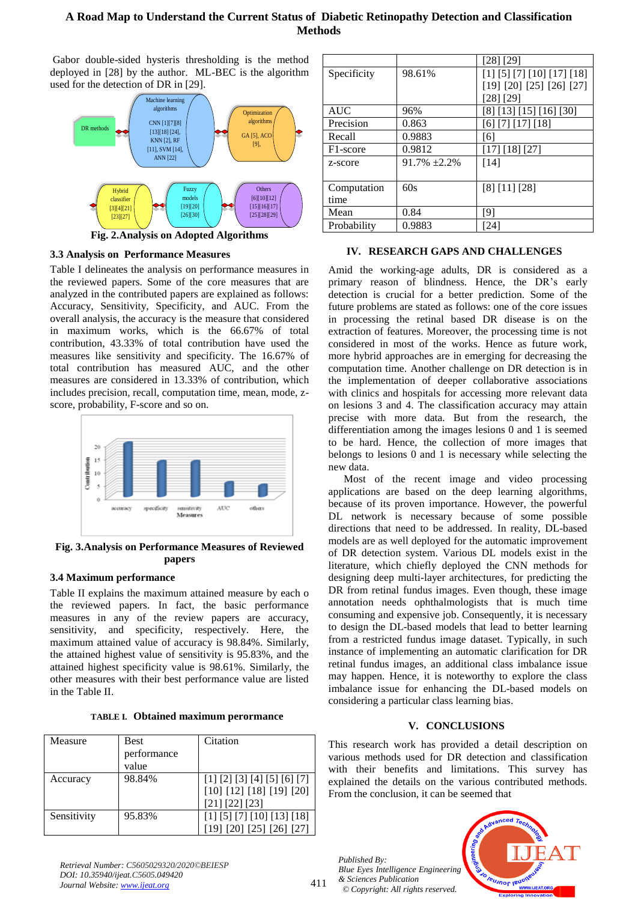Gabor double-sided hysteris thresholding is the method deployed in [28] by the author. ML-BEC is the algorithm used for the detection of DR in [29].

Fig. 2.Analysis on Adopted Algorithms

### 3.3 Analysis on Performance Measures

Table I delineates the analysis on performance measures in the reviewed papers. Some of the core measures that are analyzed in the contributed papers are explained as follows: Accuracy, Sensitivity, Specificity, and AUC. From the overall analysis, the accuracy is the measure that considered in maximum works, which is the 66.67% of total contribution, 43.33% of total contribution have used the measures like sensitivity and specificity. The 16.67% of total contribution has measured AUC, and the other measures are considered in 13.33% of contribution, which includes precision, recall, computation time, mean, mode, z-score, probability, F-score and so on.

Fig. 3.Analysis on Performance Measures of Reviewed papers

### 3.4 Maximum performance

Table II explains the maximum attained measure by each o the reviewed papers. In fact, the basic performance measures in any of the review papers are accuracy, sensitivity, and specificity, respectively. Here, the maximum attained value of accuracy is 98.84%. Similarly, the attained highest value of sensitivity is 95.83%, and the attained highest specificity value is 98.61%. Similarly, the other measures with their best performance value are listed in the Table II.

**TABLE I. Obtained maximum perormance**

| Measure | Best performance value | Citation |
|---|---|---|
| Accuracy | 98.84% | [1] [2] [3] [4] [5] [6] [7] [10] [12] [18] [19] [20] [21] [22] [23] |
| Sensitivity | 95.83% | [1] [5] [7] [10] [13] [18] [19] [20] [25] [26] [27] [28] [29] |
| Specificity | 98.61% | [1] [5] [7] [10] [17] [18] [19] [20] [25] [26] [27] [28] [29] |
| AUC | 96% | [8] [13] [15] [16] [30] |
| Precision | 0.863 | [6] [7] [17] [18] |
| Recall | 0.9883 | [6] |
| F1-score | 0.9812 | [17] [18] [27] |
| z-score | 91.7% ±2.2% | [14] |
| Computation time | 60s | [8] [11] [28] |
| Mean | 0.84 | [9] |
| Probability | 0.9883 | [24] |

## IV. RESEARCH GAPS AND CHALLENGES

Amid the working-age adults, DR is considered as a primary reason of blindness. Hence, the DR's early detection is crucial for a better prediction. Some of the future problems are stated as follows: one of the core issues in processing the retinal based DR disease is on the extraction of features. Moreover, the processing time is not considered in most of the works. Hence as future work, more hybrid approaches are in emerging for decreasing the computation time. Another challenge on DR detection is in the implementation of deeper collaborative associations with clinics and hospitals for accessing more relevant data on lesions 3 and 4. The classification accuracy may attain precise with more data. But from the research, the differentiation among the images lesions 0 and 1 is seemed to be hard. Hence, the collection of more images that belongs to lesions 0 and 1 is necessary while selecting the new data.

Most of the recent image and video processing applications are based on the deep learning algorithms, because of its proven importance. However, the powerful DL network is necessary because of some possible directions that need to be addressed. In reality, DL-based models are as well deployed for the automatic improvement of DR detection system. Various DL models exist in the literature, which chiefly deployed the CNN methods for designing deep multi-layer architectures, for predicting the DR from retinal fundus images. Even though, these image annotation needs ophthalmologists that is much time consuming and expensive job. Consequently, it is necessary to design the DL-based models that lead to better learning from a restricted fundus image dataset. Typically, in such instance of implementing an automatic clarification for DR retinal fundus images, an additional class imbalance issue may happen. Hence, it is noteworthy to explore the class imbalance issue for enhancing the DL-based models on considering a particular class learning bias.

## V. CONCLUSIONS

This research work has provided a detail description on various methods used for DR detection and classification with their benefits and limitations. This survey has explained the details on the various contributed methods. From the conclusion, it can be seemed that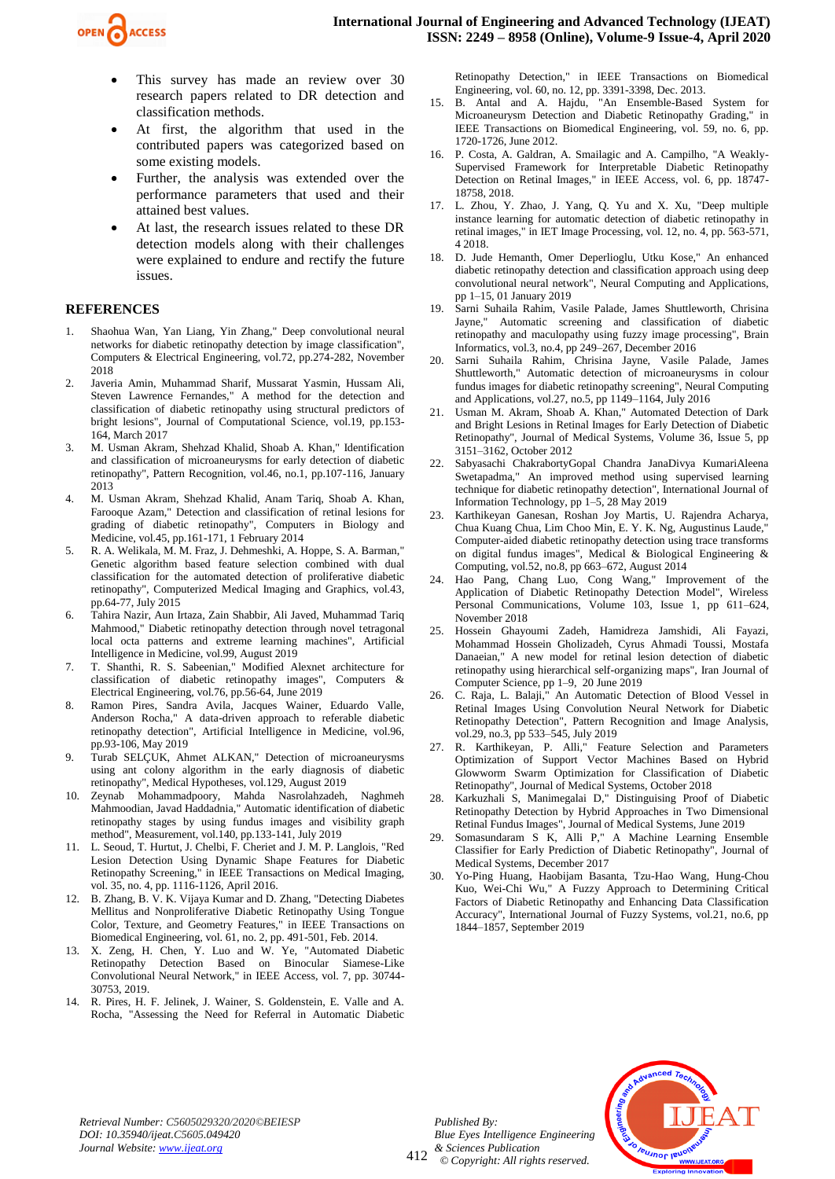- This survey has made an review over 30 research papers related to DR detection and classification methods.
- At first, the algorithm that used in the contributed papers was categorized based on some existing models.
- Further, the analysis was extended over the performance parameters that used and their attained best values.
- At last, the research issues related to these DR detection models along with their challenges were explained to endure and rectify the future issues.

## REFERENCES

1. Shaohua Wan, Yan Liang, Yin Zhang," Deep convolutional neural networks for diabetic retinopathy detection by image classification", Computers & Electrical Engineering, vol.72, pp.274-282, November 2018
2. Javeria Amin, Muhammad Sharif, Mussarat Yasmin, Hussam Ali, Steven Lawrence Fernandes," A method for the detection and classification of diabetic retinopathy using structural predictors of bright lesions", Journal of Computational Science, vol.19, pp.153-164, March 2017
3. M. Usman Akram, Shehzad Khalid, Shoab A. Khan," Identification and classification of microaneurysms for early detection of diabetic retinopathy", Pattern Recognition, vol.46, no.1, pp.107-116, January 2013
4. M. Usman Akram, Shehzad Khalid, Anam Tariq, Shoab A. Khan, Farooque Azam," Detection and classification of retinal lesions for grading of diabetic retinopathy", Computers in Biology and Medicine, vol.45, pp.161-171, 1 February 2014
5. R. A. Welikala, M. M. Fraz, J. Dehmeshki, A. Hoppe, S. A. Barman," Genetic algorithm based feature selection combined with dual classification for the automated detection of proliferative diabetic retinopathy", Computerized Medical Imaging and Graphics, vol.43, pp.64-77, July 2015
6. Tahira Nazir, Aun Irtaza, Zain Shabbir, Ali Javed, Muhammad Tariq Mahmood," Diabetic retinopathy detection through novel tetragonal local octa patterns and extreme learning machines", Artificial Intelligence in Medicine, vol.99, August 2019
7. T. Shanthi, R. S. Sabeenian," Modified Alexnet architecture for classification of diabetic retinopathy images", Computers & Electrical Engineering, vol.76, pp.56-64, June 2019
8. Ramon Pires, Sandra Avila, Jacques Wainer, Eduardo Valle, Anderson Rocha," A data-driven approach to referable diabetic retinopathy detection", Artificial Intelligence in Medicine, vol.96, pp.93-106, May 2019
9. Turab SELÇUK, Ahmet ALKAN," Detection of microaneurysms using ant colony algorithm in the early diagnosis of diabetic retinopathy", Medical Hypotheses, vol.129, August 2019
10. Zeynab Mohammadpoory, Mahda Nasrolahzadeh, Naghmeh Mahmoodian, Javad Haddadnia," Automatic identification of diabetic retinopathy stages by using fundus images and visibility graph method", Measurement, vol.140, pp.133-141, July 2019
11. L. Seoud, T. Hurtut, J. Chelbi, F. Cheriet and J. M. P. Langlois, "Red Lesion Detection Using Dynamic Shape Features for Diabetic Retinopathy Screening," in IEEE Transactions on Medical Imaging, vol. 35, no. 4, pp. 1116-1126, April 2016.
12. B. Zhang, B. V. K. Vijaya Kumar and D. Zhang, "Detecting Diabetes Mellitus and Nonproliferative Diabetic Retinopathy Using Tongue Color, Texture, and Geometry Features," in IEEE Transactions on Biomedical Engineering, vol. 61, no. 2, pp. 491-501, Feb. 2014.
13. X. Zeng, H. Chen, Y. Luo and W. Ye, "Automated Diabetic Retinopathy Detection Based on Binocular Siamese-Like Convolutional Neural Network," in IEEE Access, vol. 7, pp. 30744-30753, 2019.
14. R. Pires, H. F. Jelinek, J. Wainer, S. Goldenstein, E. Valle and A. Rocha, "Assessing the Need for Referral in Automatic Diabetic Retinopathy Detection," in IEEE Transactions on Biomedical Engineering, vol. 60, no. 12, pp. 3391-3398, Dec. 2013.
15. B. Antal and A. Hajdu, "An Ensemble-Based System for Microaneurysm Detection and Diabetic Retinopathy Grading," in IEEE Transactions on Biomedical Engineering, vol. 59, no. 6, pp. 1720-1726, June 2012.
16. P. Costa, A. Galdran, A. Smailagic and A. Campilho, "A Weakly-Supervised Framework for Interpretable Diabetic Retinopathy Detection on Retinal Images," in IEEE Access, vol. 6, pp. 18747-18758, 2018.
17. L. Zhou, Y. Zhao, J. Yang, Q. Yu and X. Xu, "Deep multiple instance learning for automatic detection of diabetic retinopathy in retinal images," in IET Image Processing, vol. 12, no. 4, pp. 563-571, 4 2018.
18. D. Jude Hemanth, Omer Deperlioglu, Utku Kose," An enhanced diabetic retinopathy detection and classification approach using deep convolutional neural network", Neural Computing and Applications, pp 1–15, 01 January 2019
19. Sarni Suhaila Rahim, Vasile Palade, James Shuttleworth, Chrisina Jayne," Automatic screening and classification of diabetic retinopathy and maculopathy using fuzzy image processing", Brain Informatics, vol.3, no.4, pp 249–267, December 2016
20. Sarni Suhaila Rahim, Chrisina Jayne, Vasile Palade, James Shuttleworth," Automatic detection of microaneurysms in colour fundus images for diabetic retinopathy screening", Neural Computing and Applications, vol.27, no.5, pp 1149–1164, July 2016
21. Usman M. Akram, Shoab A. Khan," Automated Detection of Dark and Bright Lesions in Retinal Images for Early Detection of Diabetic Retinopathy", Journal of Medical Systems, Volume 36, Issue 5, pp 3151–3162, October 2012
22. Sabyasachi ChakrabortyGopal Chandra JanaDivya KumariAleena Swetapadma," An improved method using supervised learning technique for diabetic retinopathy detection", International Journal of Information Technology, pp 1–5, 28 May 2019
23. Karthikeyan Ganesan, Roshan Joy Martis, U. Rajendra Acharya, Chua Kuang Chua, Lim Choo Min, E. Y. K. Ng, Augustinus Laude," Computer-aided diabetic retinopathy detection using trace transforms on digital fundus images", Medical & Biological Engineering & Computing, vol.52, no.8, pp 663–672, August 2014
24. Hao Pang, Chang Luo, Cong Wang," Improvement of the Application of Diabetic Retinopathy Detection Model", Wireless Personal Communications, Volume 103, Issue 1, pp 611–624, November 2018
25. Hossein Ghayoumi Zadeh, Hamidreza Jamshidi, Ali Fayazi, Mohammad Hossein Gholizadeh, Cyrus Ahmadi Toussi, Mostafa Danaeian," A new model for retinal lesion detection of diabetic retinopathy using hierarchical self-organizing maps", Iran Journal of Computer Science, pp 1–9, 20 June 2019
26. C. Raja, L. Balaji," An Automatic Detection of Blood Vessel in Retinal Images Using Convolution Neural Network for Diabetic Retinopathy Detection", Pattern Recognition and Image Analysis, vol.29, no.3, pp 533–545, July 2019
27. R. Karthikeyan, P. Alli," Feature Selection and Parameters Optimization of Support Vector Machines Based on Hybrid Glowworm Swarm Optimization for Classification of Diabetic Retinopathy", Journal of Medical Systems, October 2018
28. Karkuzhali S, Manimegalai D," Distinguishing Proof of Diabetic Retinopathy Detection by Hybrid Approaches in Two Dimensional Retinal Fundus Images", Journal of Medical Systems, June 2019
29. Somasundaram S K, Alli P," A Machine Learning Ensemble Classifier for Early Prediction of Diabetic Retinopathy", Journal of Medical Systems, December 2017
30. Yo-Ping Huang, Haobijam Basanta, Tzu-Hao Wang, Hung-Chou Kuo, Wei-Chi Wu," A Fuzzy Approach to Determining Critical Factors of Diabetic Retinopathy and Enhancing Data Classification Accuracy", International Journal of Fuzzy Systems, vol.21, no.6, pp 1844–1857, September 2019